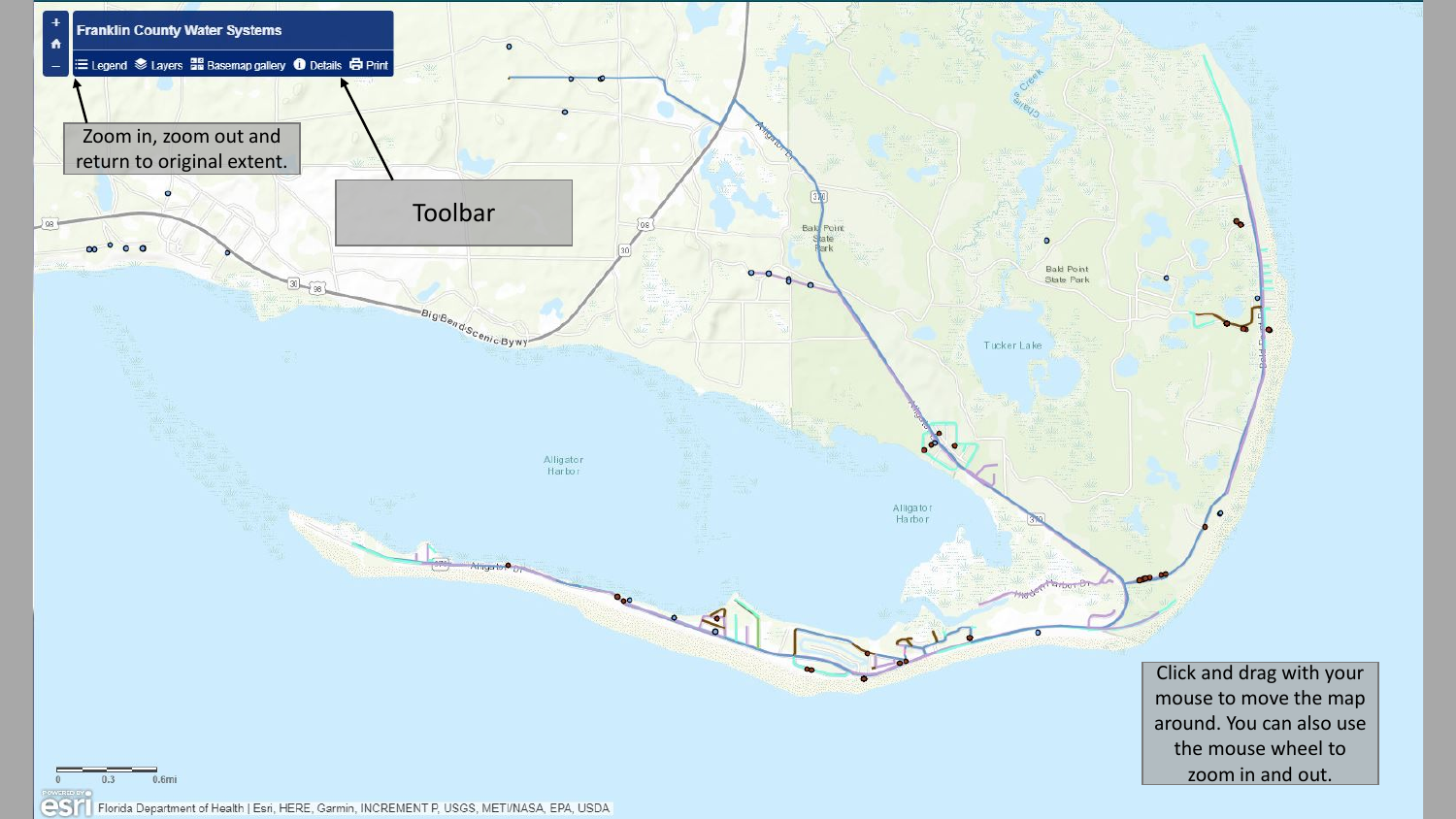**Franklin County Water Systems**

Legend | Layers | Basemap gallery | Details | Print

Zoom in, zoom out and return to original extent.

Toolbar

Click and drag with your mouse to move the map around. You can also use the mouse wheel to zoom in and out.

Florida Department of Health | Esri, HERE, Garmin, INCREMENT P, USGS, METI/NASA, EPA, USDA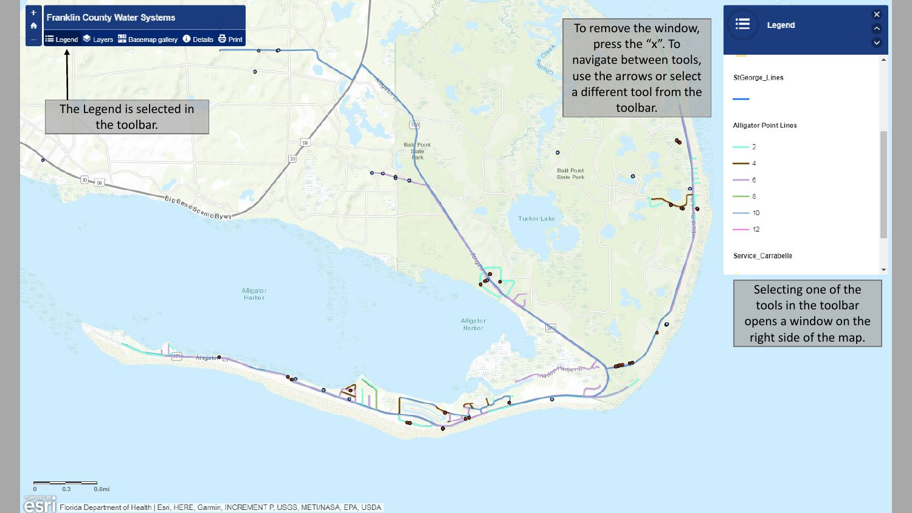Franklin County Water Systems

Legend | Layers | Basemap gallery | Details | Print

The Legend is selected in the toolbar.

To remove the window, press the “x”. To navigate between tools, use the arrows or select a different tool from the toolbar.

**Legend**

StGeorge_Lines

Alligator Point Lines

- 2
- 4
- 6
- 8
- 10
- 12

Service_Carrabelle

Selecting one of the tools in the toolbar opens a window on the right side of the map.

Florida Department of Health | Esri, HERE, Garmin, INCREMENT P, USGS, METI/NASA, EPA, USDA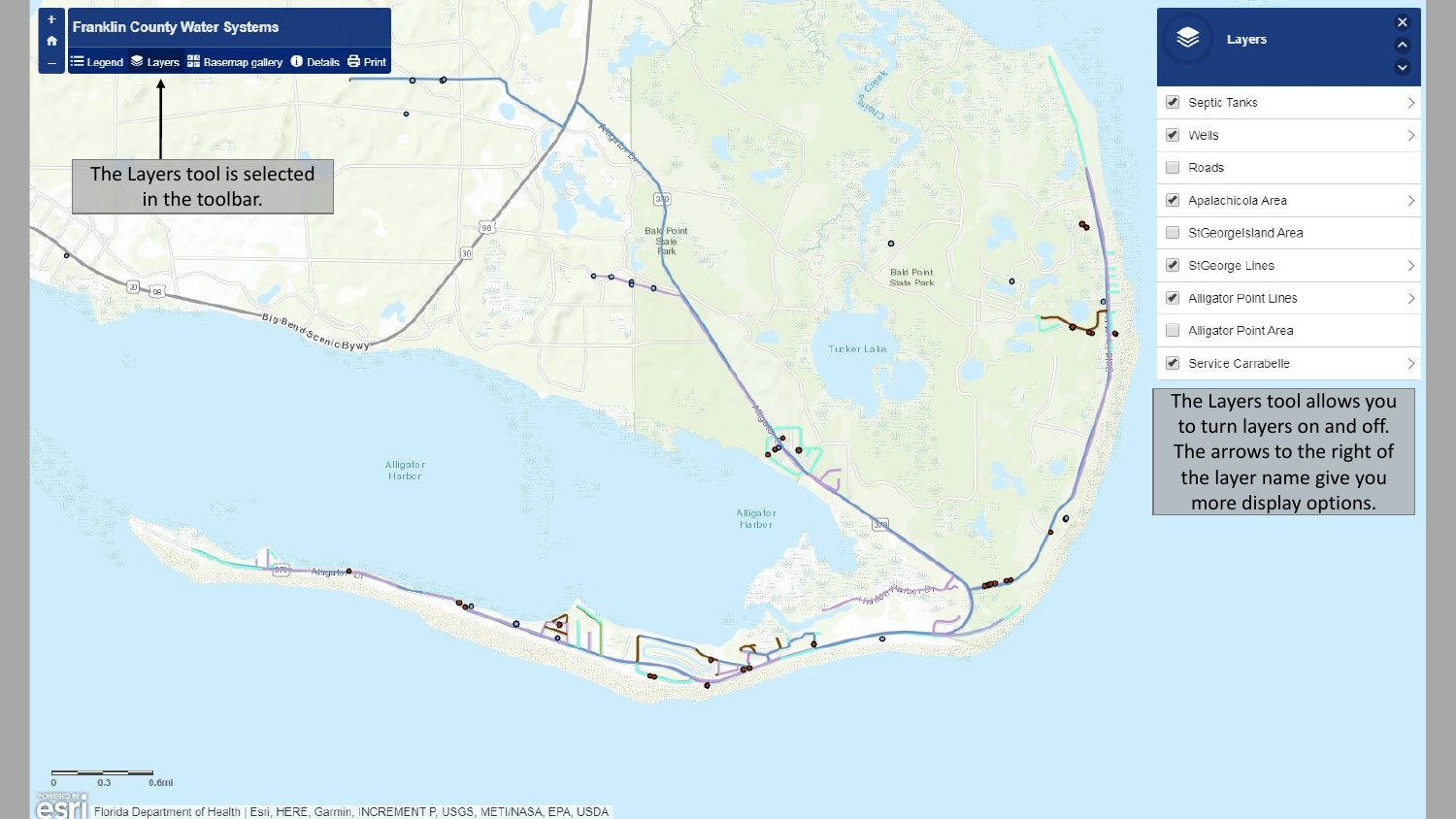Franklin County Water Systems

Legend | Layers | Basemap gallery | Details | Print

The Layers tool is selected in the toolbar.

**Layers**

- [x] Septic Tanks
- [x] Wells
- [ ] Roads
- [x] Apalachicola Area
- [ ] StGeorgeIsland Area
- [x] StGeorge Lines
- [x] Alligator Point Lines
- [ ] Alligator Point Area
- [x] Service Carrabelle

The Layers tool allows you to turn layers on and off. The arrows to the right of the layer name give you more display options.

Florida Department of Health | Esri, HERE, Garmin, INCREMENT P, USGS, METI/NASA, EPA, USDA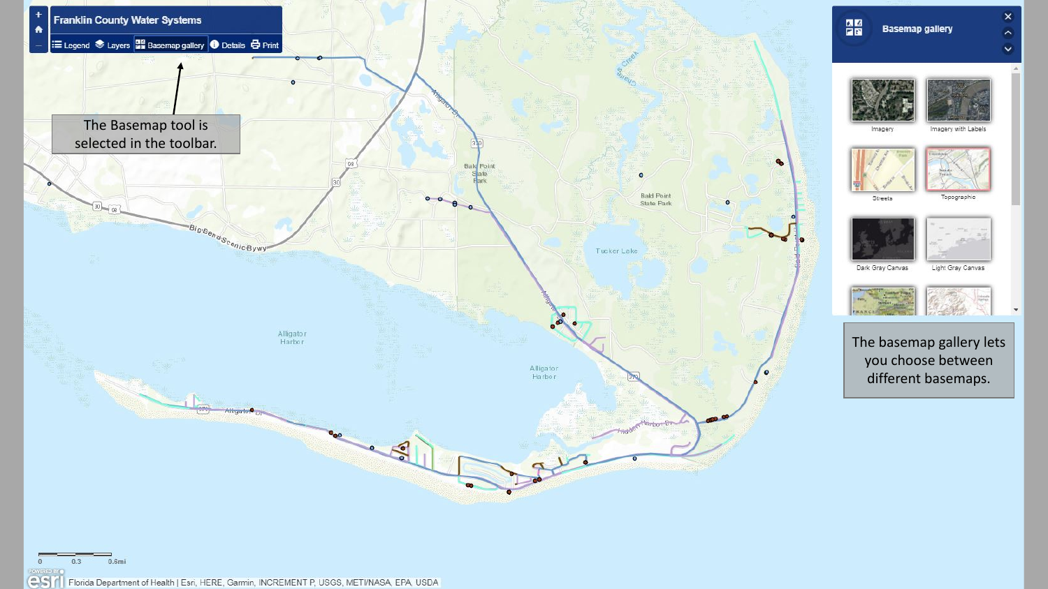Franklin County Water Systems

Legend | Layers | Basemap gallery | Details | Print

The Basemap tool is selected in the toolbar.

Basemap gallery

Imagery | Imagery with Labels | Streets | Topographic | Dark Gray Canvas | Light Gray Canvas

The basemap gallery lets you choose between different basemaps.

Florida Department of Health | Esri, HERE, Garmin, INCREMENT P, USGS, METI/NASA, EPA, USDA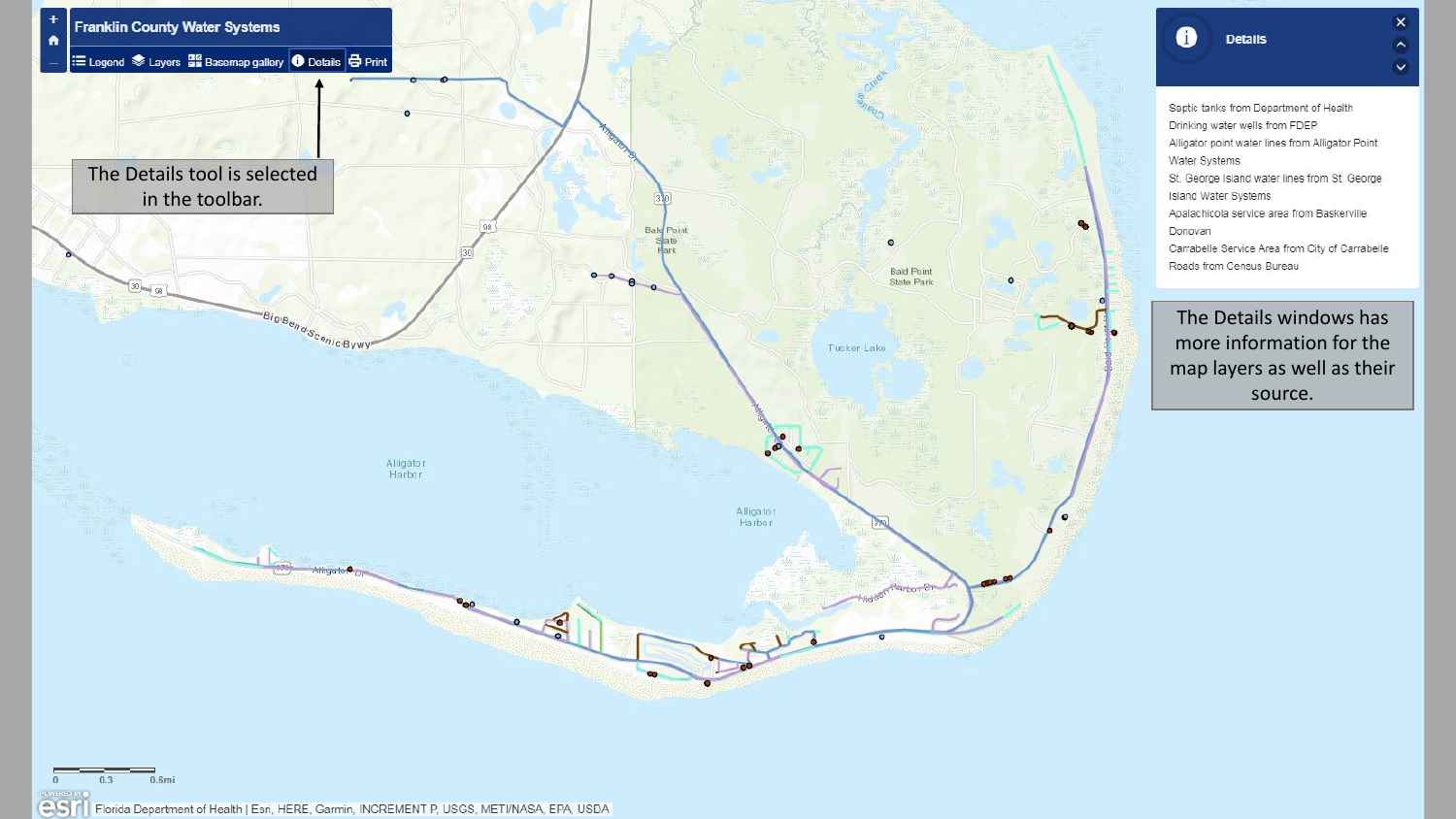Franklin County Water Systems

Legend | Layers | Basemap gallery | Details | Print

The Details tool is selected in the toolbar.

## Details

Septic tanks from Department of Health

Drinking water wells from FDEP

Alligator point water lines from Alligator Point Water Systems

St. George Island water lines from St. George Island Water Systems

Apalachicola service area from Baskerville Donovan

Carrabelle Service Area from City of Carrabelle

Roads from Census Bureau

The Details windows has more information for the map layers as well as their source.

Florida Department of Health | Esri, HERE, Garmin, INCREMENT P, USGS, METI/NASA, EPA, USDA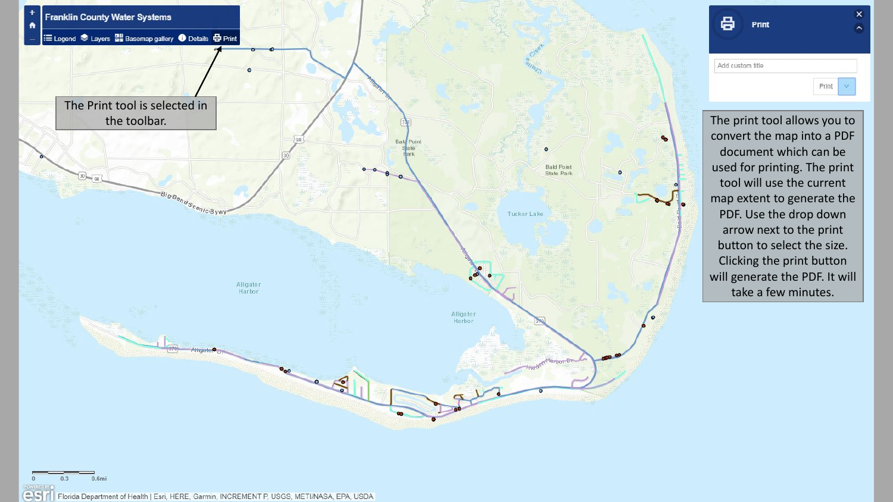Franklin County Water Systems

Legend | Layers | Basemap gallery | Details | Print

The Print tool is selected in the toolbar.

Print

Add custom title

Print

The print tool allows you to convert the map into a PDF document which can be used for printing. The print tool will use the current map extent to generate the PDF. Use the drop down arrow next to the print button to select the size. Clicking the print button will generate the PDF. It will take a few minutes.

Florida Department of Health | Esri, HERE, Garmin, INCREMENT P, USGS, METI/NASA, EPA, USDA